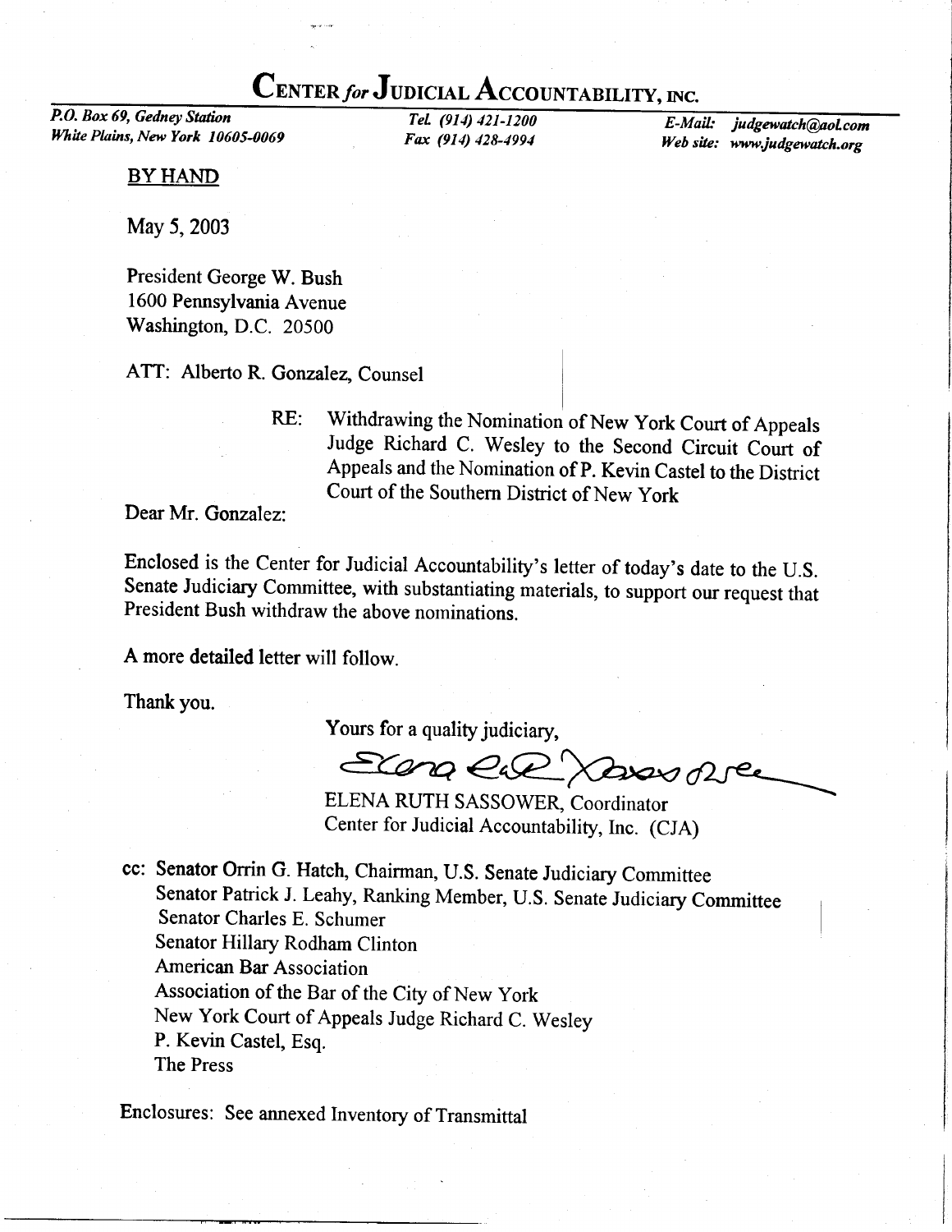# CENTER *for* JUDICIAL ACCOUNTABILITY, INC.

*P.O. Box 69, Gedney Station*
*White Plains, New York 10605-0069*

*Tel. (914) 421-1200*
*Fax (914) 428-4994*

*E-Mail: judgewatch@aol.com*
*Web site: www.judgewatch.org*

BY HAND

May 5, 2003

President George W. Bush
1600 Pennsylvania Avenue
Washington, D.C. 20500

ATT: Alberto R. Gonzalez, Counsel

RE: Withdrawing the Nomination of New York Court of Appeals Judge Richard C. Wesley to the Second Circuit Court of Appeals and the Nomination of P. Kevin Castel to the District Court of the Southern District of New York

Dear Mr. Gonzalez:

Enclosed is the Center for Judicial Accountability's letter of today's date to the U.S. Senate Judiciary Committee, with substantiating materials, to support our request that President Bush withdraw the above nominations.

A more detailed letter will follow.

Thank you.

Yours for a quality judiciary,

ELENA RUTH SASSOWER, Coordinator
Center for Judicial Accountability, Inc. (CJA)

cc: Senator Orrin G. Hatch, Chairman, U.S. Senate Judiciary Committee
Senator Patrick J. Leahy, Ranking Member, U.S. Senate Judiciary Committee
Senator Charles E. Schumer
Senator Hillary Rodham Clinton
American Bar Association
Association of the Bar of the City of New York
New York Court of Appeals Judge Richard C. Wesley
P. Kevin Castel, Esq.
The Press

Enclosures: See annexed Inventory of Transmittal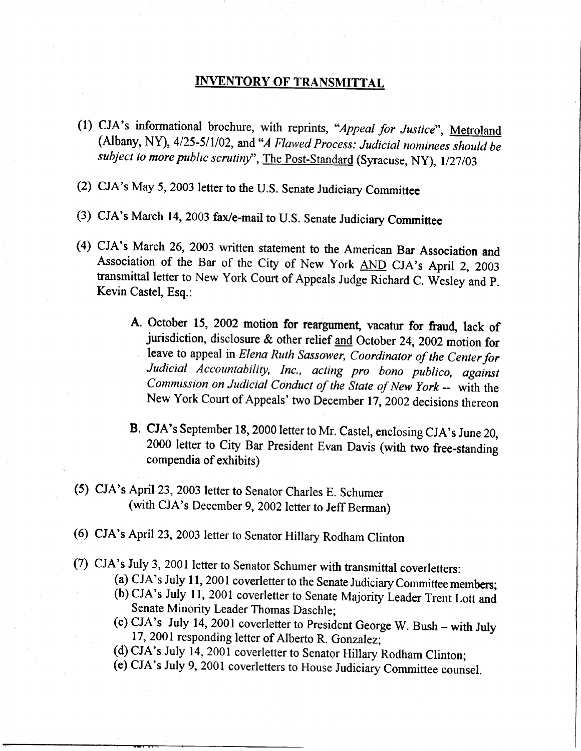# INVENTORY OF TRANSMITTAL

(1) CJA's informational brochure, with reprints, "*Appeal for Justice*", Metroland (Albany, NY), 4/25-5/1/02, and "*A Flawed Process: Judicial nominees should be subject to more public scrutiny*", The Post-Standard (Syracuse, NY), 1/27/03

(2) CJA's May 5, 2003 letter to the U.S. Senate Judiciary Committee

(3) CJA's March 14, 2003 fax/e-mail to U.S. Senate Judiciary Committee

(4) CJA's March 26, 2003 written statement to the American Bar Association and Association of the Bar of the City of New York AND CJA's April 2, 2003 transmittal letter to New York Court of Appeals Judge Richard C. Wesley and P. Kevin Castel, Esq.:

   A. October 15, 2002 motion for reargument, vacatur for fraud, lack of jurisdiction, disclosure & other relief and October 24, 2002 motion for leave to appeal in *Elena Ruth Sassower, Coordinator of the Center for Judicial Accountability, Inc., acting pro bono publico, against Commission on Judicial Conduct of the State of New York* -- with the New York Court of Appeals' two December 17, 2002 decisions thereon

   B. CJA's September 18, 2000 letter to Mr. Castel, enclosing CJA's June 20, 2000 letter to City Bar President Evan Davis (with two free-standing compendia of exhibits)

(5) CJA's April 23, 2003 letter to Senator Charles E. Schumer (with CJA's December 9, 2002 letter to Jeff Berman)

(6) CJA's April 23, 2003 letter to Senator Hillary Rodham Clinton

(7) CJA's July 3, 2001 letter to Senator Schumer with transmittal coverletters:
   (a) CJA's July 11, 2001 coverletter to the Senate Judiciary Committee members;
   (b) CJA's July 11, 2001 coverletter to Senate Majority Leader Trent Lott and Senate Minority Leader Thomas Daschle;
   (c) CJA's July 14, 2001 coverletter to President George W. Bush – with July 17, 2001 responding letter of Alberto R. Gonzalez;
   (d) CJA's July 14, 2001 coverletter to Senator Hillary Rodham Clinton;
   (e) CJA's July 9, 2001 coverletters to House Judiciary Committee counsel.